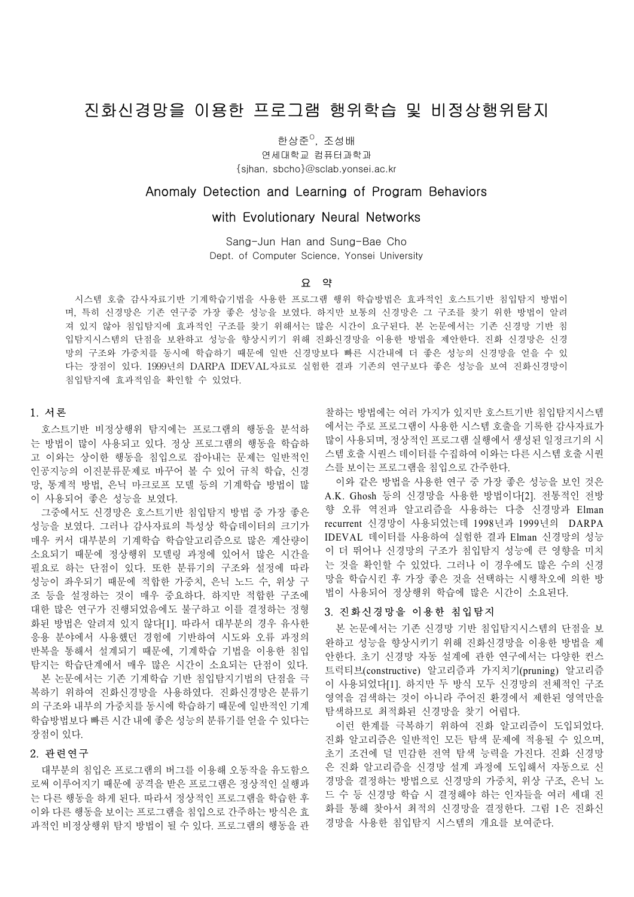# 진화신경망을 이용한 프로그램 행위학습 및 비정상행위탐지

한상준[O], 조성배

연세대학교 컴퓨터과학과

{sjhan, sbcho}@sclab.yonsei.ac.kr

# Anomaly Detection and Learning of Program Behaviors with Evolutionary Neural Networks

Sang-Jun Han and Sung-Bae Cho

Dept. of Computer Science, Yonsei University

## 요 약

시스템 호출 감사자료기반 기계학습기법을 사용한 프로그램 행위 학습방법은 효과적인 호스트기반 침입탐지 방법이며, 특히 신경망은 기존 연구중 가장 좋은 성능을 보였다. 하지만 보통의 신경망은 그 구조를 찾기 위한 방법이 알려져 있지 않아 침입탐지에 효과적인 구조를 찾기 위해서는 많은 시간이 요구된다. 본 논문에서는 기존 신경망 기반 침입탐지시스템의 단점을 보완하고 성능을 향상시키기 위해 진화신경망을 이용한 방법을 제안한다. 진화 신경망은 신경망의 구조와 가중치를 동시에 학습하기 때문에 일반 신경망보다 빠른 시간내에 더 좋은 성능의 신경망을 얻을 수 있다는 장점이 있다. 1999년의 DARPA IDEVAL자료로 실험한 결과 기존의 연구보다 좋은 성능을 보여 진화신경망이 침입탐지에 효과적임을 확인할 수 있었다.

## 1. 서론

호스트기반 비정상행위 탐지에는 프로그램의 행동을 분석하는 방법이 많이 사용되고 있다. 정상 프로그램의 행동을 학습하고 이와는 상이한 행동을 침입으로 잡아내는 문제는 일반적인 인공지능의 이진분류문제로 바꾸어 볼 수 있어 규칙 학습, 신경망, 통계적 방법, 은닉 마크로프 모델 등의 기계학습 방법이 많이 사용되어 좋은 성능을 보였다.

그중에서도 신경망은 호스트기반 침입탐지 방법 중 가장 좋은 성능을 보였다. 그러나 감사자료의 특성상 학습데이터의 크기가 매우 커서 대부분의 기계학습 학습알고리즘으로 많은 계산량이 소요되기 때문에 정상행위 모델링 과정에 있어서 많은 시간을 필요로 하는 단점이 있다. 또한 분류기의 구조와 설정에 따라 성능이 좌우되기 때문에 적합한 가중치, 은닉 노드 수, 위상 구조 등을 설정하는 것이 매우 중요하다. 하지만 적합한 구조에 대한 많은 연구가 진행되었음에도 불구하고 이를 결정하는 정형화된 방법은 알려져 있지 않다[1]. 따라서 대부분의 경우 유사한 응용 분야에서 사용했던 경험에 기반하여 시도와 오류 과정의 반복을 통해서 설계되기 때문에, 기계학습 기법을 이용한 침입탐지는 학습단계에서 매우 많은 시간이 소요되는 단점이 있다.

본 논문에서는 기존 기계학습 기반 침입탐지기법의 단점을 극복하기 위하여 진화신경망을 사용하였다. 진화신경망은 분류기의 구조와 내부의 가중치를 동시에 학습하기 때문에 일반적인 기계학습방법보다 빠른 시간 내에 좋은 성능의 분류기를 얻을 수 있다는 장점이 있다.

## 2. 관련연구

대부분의 침입은 프로그램의 버그를 이용해 오동작을 유도함으로써 이루어지기 때문에 공격을 받은 프로그램은 정상적인 실행과는 다른 행동을 하게 된다. 따라서 정상적인 프로그램을 학습한 후 이와 다른 행동을 보이는 프로그램을 침입으로 간주하는 방식은 효과적인 비정상행위 탐지 방법이 될 수 있다. 프로그램의 행동을 관찰하는 방법에는 여러 가지가 있지만 호스트기반 침입탐지시스템에서는 주로 프로그램이 사용한 시스템 호출을 기록한 감사자료가 많이 사용되며, 정상적인 프로그램 실행에서 생성된 일정크기의 시스템 호출 시퀀스 데이터를 수집하여 이와는 다른 시스템 호출 시퀀스를 보이는 프로그램을 침입으로 간주한다.

이와 같은 방법을 사용한 연구 중 가장 좋은 성능을 보인 것은 A.K. Ghosh 등의 신경망을 사용한 방법이다[2]. 전통적인 전방향 오류 역전파 알고리즘을 사용하는 다층 신경망과 Elman recurrent 신경망이 사용되었는데 1998년과 1999년의 DARPA IDEVAL 데이터를 사용하여 실험한 결과 Elman 신경망의 성능이 더 뛰어나 신경망의 구조가 침입탐지 성능에 큰 영향을 미치는 것을 확인할 수 있었다. 그러나 이 경우에도 많은 수의 신경망을 학습시킨 후 가장 좋은 것을 선택하는 시행착오에 의한 방법이 사용되어 정상행위 학습에 많은 시간이 소요된다.

## 3. 진화신경망을 이용한 침입탐지

본 논문에서는 기존 신경망 기반 침입탐지시스템의 단점을 보완하고 성능을 향상시키기 위해 진화신경망을 이용한 방법을 제안한다. 초기 신경망 자동 설계에 관한 연구에서는 다양한 컨스트럭티브(constructive) 알고리즘과 가지치기(pruning) 알고리즘이 사용되었다[1]. 하지만 두 방식 모두 신경망의 전체적인 구조 영역을 검색하는 것이 아니라 주어진 환경에서 제한된 영역만을 탐색하므로 최적화된 신경망을 찾기 어렵다.

이런 한계를 극복하기 위하여 진화 알고리즘이 도입되었다. 진화 알고리즘은 일반적인 모든 탐색 문제에 적용될 수 있으며, 초기 조건에 덜 민감한 전역 탐색 능력을 가진다. 진화 신경망은 진화 알고리즘을 신경망 설계 과정에 도입해서 자동으로 신경망을 결정하는 방법으로 신경망의 가중치, 위상 구조, 은닉 노드 수 등 신경망 학습 시 결정해야 하는 인자들을 여러 세대 진화를 통해 찾아서 최적의 신경망을 결정한다. 그림 1은 진화신경망을 사용한 침입탐지 시스템의 개요를 보여준다.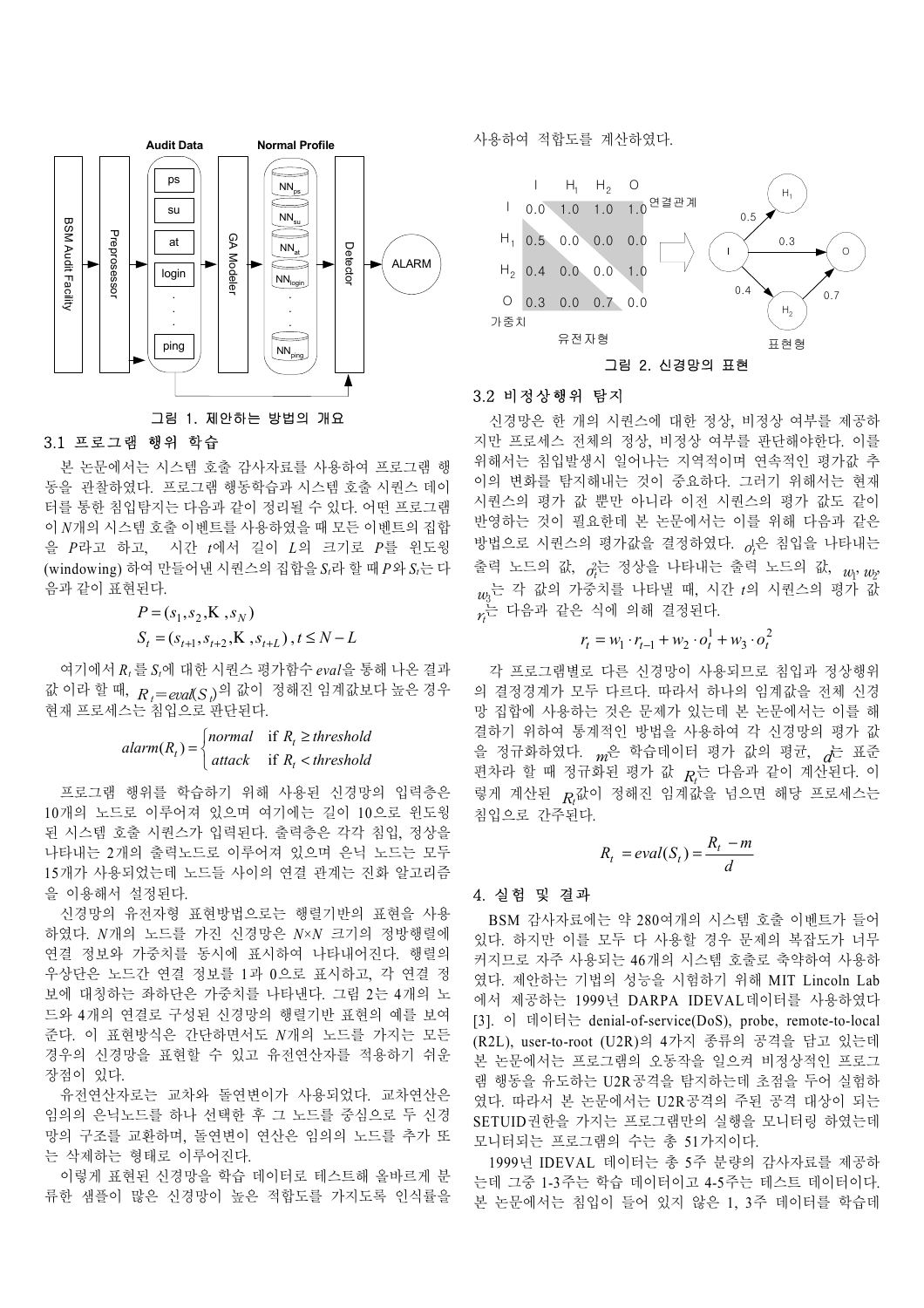그림 1. 제안하는 방법의 개요

### 3.1 프로그램 행위 학습

본 논문에서는 시스템 호출 감사자료를 사용하여 프로그램 행동을 관찰하였다. 프로그램 행동학습과 시스템 호출 시퀀스 데이터를 통한 침입탐지는 다음과 같이 정리될 수 있다. 어떤 프로그램이 $N$개의 시스템 호출 이벤트를 사용하였을 때 모든 이벤트의 집합을 $P$라고 하고, 시간 $t$에서 길이 $L$의 크기로 $P$를 윈도윙(windowing) 하여 만들어낸 시퀀스의 집합을 $S_t$라 할 때 $P$와 $S_t$는 다음과 같이 표현된다.

$$P = (s_1, s_2, \ldots, s_N)$$

$$S_t = (s_{t+1}, s_{t+2}, \ldots, s_{t+L}),\ t \le N - L$$

여기에서 $R_t$를 $S_t$에 대한 시퀀스 평가함수 $eval$을 통해 나온 결과값 이라 할 때, $R_t = eval(S_t)$의 값이 정해진 임계값보다 높은 경우 현재 프로세스는 침입으로 판단된다.

$$alarm(R_t) = \begin{cases} normal & \text{if } R_t \ge threshold \\ attack & \text{if } R_t < threshold \end{cases}$$

프로그램 행위를 학습하기 위해 사용된 신경망의 입력층은 10개의 노드로 이루어져 있으며 여기에는 길이 10으로 윈도윙된 시스템 호출 시퀀스가 입력된다. 출력층은 각각 침입, 정상을 나타내는 2개의 출력노드로 이루어져 있으며 은닉 노드는 모두 15개가 사용되었는데 노드들 사이의 연결 관계는 진화 알고리즘을 이용해서 설정된다.

신경망의 유전자형 표현방법으로는 행렬기반의 표현을 사용하였다. $N$개의 노드를 가진 신경망은 $N \times N$ 크기의 정방행렬에 연결 정보와 가중치를 동시에 표시하여 나타내어진다. 행렬의 우상단은 노드간 연결 정보를 1과 0으로 표시하고, 각 연결 정보에 대칭하는 좌하단은 가중치를 나타낸다. 그림 2는 4개의 노드와 4개의 연결로 구성된 신경망의 행렬기반 표현의 예를 보여준다. 이 표현방식은 간단하면서도 $N$개의 노드를 가지는 모든 경우의 신경망을 표현할 수 있고 유전연산자를 적용하기 쉬운 장점이 있다.

유전연산자로는 교차와 돌연변이가 사용되었다. 교차연산은 임의의 은닉노드를 하나 선택한 후 그 노드를 중심으로 두 신경망의 구조를 교환하며, 돌연변이 연산은 임의의 노드를 추가 또는 삭제하는 형태로 이루어진다.

이렇게 표현된 신경망을 학습 데이터로 테스트해 올바르게 분류한 샘플이 많은 신경망이 높은 적합도를 가지도록 인식률을 사용하여 적합도를 계산하였다.

그림 2. 신경망의 표현

### 3.2 비정상행위 탐지

신경망은 한 개의 시퀀스에 대한 정상, 비정상 여부를 제공하지만 프로세스 전체의 정상, 비정상 여부를 판단해야한다. 이를 위해서는 침입발생시 일어나는 지역적이며 연속적인 평가값 추이의 변화를 탐지해내는 것이 중요하다. 그러기 위해서는 현재 시퀀스의 평가 값 뿐만 아니라 이전 시퀀스의 평가 값도 같이 반영하는 것이 필요한데 본 논문에서는 이를 위해 다음과 같은 방법으로 시퀀스의 평가값을 결정하였다. $o_t^1$은 침입을 나타내는 출력 노드의 값, $o_t^2$는 정상을 나타내는 출력 노드의 값, $w_1$, $w_2$, $w_3$는 각 값의 가중치를 나타낼 때, 시간 $t$의 시퀀스의 평가 값 $r_t$는 다음과 같은 식에 의해 결정된다.

$$r_t = w_1 \cdot r_{t-1} + w_2 \cdot o_t^1 + w_3 \cdot o_t^2$$

각 프로그램별로 다른 신경망이 사용되므로 침입과 정상행위의 결정경계가 모두 다르다. 따라서 하나의 임계값을 전체 신경망 집합에 사용하는 것은 문제가 있는데 본 논문에서는 이를 해결하기 위하여 통계적인 방법을 사용하여 각 신경망의 평가 값을 정규화하였다. $m$은 학습데이터 평가 값의 평균, $d$는 표준편차라 할 때 정규화된 평가 값 $R_t$는 다음과 같이 계산된다. 이렇게 계산된 $R_t$값이 정해진 임계값을 넘으면 해당 프로세스는 침입으로 간주된다.

$$R_t = eval(S_t) = \frac{R_t - m}{d}$$

## 4. 실험 및 결과

BSM 감사자료에는 약 280여개의 시스템 호출 이벤트가 들어있다. 하지만 이를 모두 다 사용할 경우 문제의 복잡도가 너무 커지므로 자주 사용되는 46개의 시스템 호출로 축약하여 사용하였다. 제안하는 기법의 성능을 시험하기 위해 MIT Lincoln Lab에서 제공하는 1999년 DARPA IDEVAL 데이터를 사용하였다 [3]. 이 데이터는 denial-of-service(DoS), probe, remote-to-local (R2L), user-to-root (U2R)의 4가지 종류의 공격을 담고 있는데 본 논문에서는 프로그램의 오동작을 일으켜 비정상적인 프로그램 행동을 유도하는 U2R공격을 탐지하는데 초점을 두어 실험하였다. 따라서 본 논문에서는 U2R공격의 주된 공격 대상이 되는 SETUID권한을 가지는 프로그램만의 실행을 모니터링 하였는데 모니터되는 프로그램의 수는 총 51가지이다.

1999년 IDEVAL 데이터는 총 5주 분량의 감사자료를 제공하는데 그중 1-3주는 학습 데이터이고 4-5주는 테스트 데이터이다. 본 논문에서는 침입이 들어 있지 않은 1, 3주 데이터를 학습데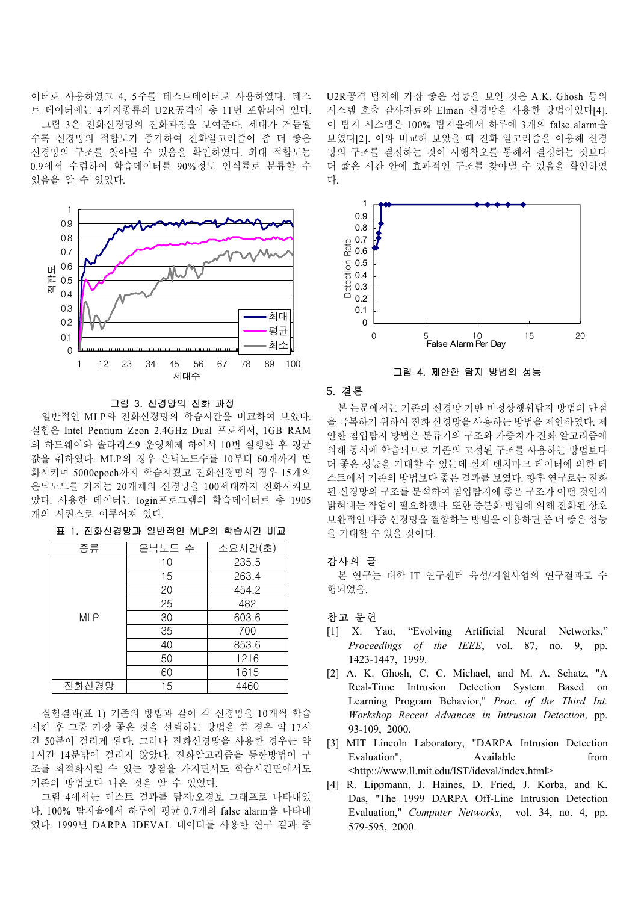이터로 사용하였고 4, 5주를 테스트데이터로 사용하였다. 테스트 데이터에는 4가지종류의 U2R공격이 총 11번 포함되어 있다.

그림 3은 진화신경망의 진화과정을 보여준다. 세대가 거듭될수록 신경망의 적합도가 증가하여 진화알고리즘이 좀 더 좋은 신경망의 구조를 찾아낼 수 있음을 확인하였다. 최대 적합도는 0.9에서 수렴하여 학습데이터를 90%정도 인식률로 분류할 수 있음을 알 수 있었다.

1
0.9
0.8
0.7
0.6
0.5
0.4
0.3
0.2
0.1
0
적합도
1 12 23 34 45 56 67 78 89 100
세대수
최대
평균
최소

그림 3. 신경망의 진화 과정

일반적인 MLP와 진화신경망의 학습시간을 비교하여 보았다. 실험은 Intel Pentium Zeon 2.4GHz Dual 프로세서, 1GB RAM의 하드웨어와 솔라리스9 운영체제 하에서 10번 실행한 후 평균값을 취하였다. MLP의 경우 은닉노드수를 10부터 60개까지 변화시키며 5000epoch까지 학습시켰고 진화신경망의 경우 15개의 은닉노드를 가지는 20개체의 신경망을 100세대까지 진화시켜보았다. 사용한 데이터는 login프로그램의 학습데이터로 총 1905개의 시퀀스로 이루어져 있다.

표 1. 진화신경망과 일반적인 MLP의 학습시간 비교

| 종류 | 은닉노드 수 | 소요시간(초) |
|---|---|---|
| MLP | 10 | 235.5 |
| | 15 | 263.4 |
| | 20 | 454.2 |
| | 25 | 482 |
| | 30 | 603.6 |
| | 35 | 700 |
| | 40 | 853.6 |
| | 50 | 1216 |
| | 60 | 1615 |
| 진화신경망 | 15 | 4460 |

실험결과(표 1) 기존의 방법과 같이 각 신경망을 10개씩 학습시킨 후 그중 가장 좋은 것을 선택하는 방법을 쓸 경우 약 17시간 50분이 걸리게 된다. 그러나 진화신경망을 사용한 경우는 약 1시간 14분밖에 걸리지 않았다. 진화알고리즘을 통한방법이 구조를 최적화시킬 수 있는 장점을 가지면서도 학습시간면에서도 기존의 방법보다 나은 것을 알 수 있었다.

그림 4에서는 테스트 결과를 탐지/오경보 그래프로 나타내었다. 100% 탐지율에서 하루에 평균 0.7개의 false alarm을 나타내었다. 1999년 DARPA IDEVAL 데이터를 사용한 연구 결과 중 U2R공격 탐지에 가장 좋은 성능을 보인 것은 A.K. Ghosh 등의 시스템 호출 감사자료와 Elman 신경망을 사용한 방법이었다[4]. 이 탐지 시스템은 100% 탐지율에서 하루에 3개의 false alarm을 보였다[2]. 이와 비교해 보았을 때 진화 알고리즘을 이용해 신경망의 구조를 결정하는 것이 시행착오를 통해서 결정하는 것보다 더 짧은 시간 안에 효과적인 구조를 찾아낼 수 있음을 확인하였다.

1
0.9
0.8
0.7
0.6
0.5
0.4
0.3
0.2
0.1
0
Detection Rate
0 5 10 15 20
False Alarm Per Day

그림 4. 제안한 탐지 방법의 성능

## 5. 결론

본 논문에서는 기존의 신경망 기반 비정상행위탐지 방법의 단점을 극복하기 위하여 진화 신경망을사용하는 방법을 제안하였다. 제안한 침입탐지 방법은 분류기의 구조와 가중치가 진화 알고리즘에 의해 동시에 학습되므로 기존의 고정된 구조를 사용하는 방법보다 더 좋은 성능을 기대할 수 있는데 실제 벤치마크 데이터에 의한 테스트에서 기존의 방법보다 좋은 결과를 보였다. 향후 연구로는 진화된 신경망의 구조를 분석하여 침입탐지에 좋은 구조가 어떤 것인지 밝혀내는 작업이 필요하겠다. 또한 종분화 방법에 의해 진화된 상호보완적인 다중 신경망을 결합하는 방법을 이용하면 좀 더 좋은 성능을 기대할 수 있을 것이다.

## 감사의 글

본 연구는 대학 IT 연구센터 육성/지원사업의 연구결과로 수행되었음.

## 참고 문헌

[1] X. Yao, "Evolving Artificial Neural Networks," *Proceedings of the IEEE*, vol. 87, no. 9, pp. 1423-1447, 1999.

[2] A. K. Ghosh, C. C. Michael, and M. A. Schatz, "A Real-Time Intrusion Detection System Based on Learning Program Behavior," *Proc. of the Third Int. Workshop Recent Advances in Intrusion Detection*, pp. 93-109, 2000.

[3] MIT Lincoln Laboratory, "DARPA Intrusion Detection Evaluation", Available from <http://www.ll.mit.edu/IST/ideval/index.html>

[4] R. Lippmann, J. Haines, D. Fried, J. Korba, and K. Das, "The 1999 DARPA Off-Line Intrusion Detection Evaluation," *Computer Networks*, vol. 34, no. 4, pp. 579-595, 2000.